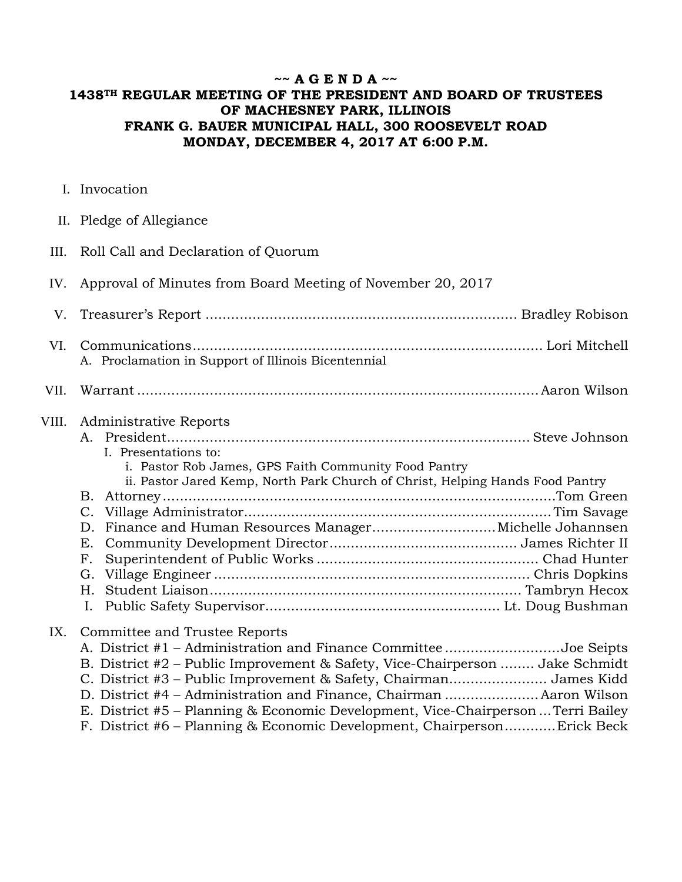# ~~ A G E N D A ~~

## 1438[TH] REGULAR MEETING OF THE PRESIDENT AND BOARD OF TRUSTEES OF MACHESNEY PARK, ILLINOIS
## FRANK G. BAUER MUNICIPAL HALL, 300 ROOSEVELT ROAD
## MONDAY, DECEMBER 4, 2017 AT 6:00 P.M.

I. Invocation

II. Pledge of Allegiance

III. Roll Call and Declaration of Quorum

IV. Approval of Minutes from Board Meeting of November 20, 2017

V. Treasurer's Report .......... Bradley Robison

VI. Communications .......... Lori Mitchell
   A. Proclamation in Support of Illinois Bicentennial

VII. Warrant .......... Aaron Wilson

VIII. Administrative Reports
   A. President .......... Steve Johnson
      I. Presentations to:
         i. Pastor Rob James, GPS Faith Community Food Pantry
         ii. Pastor Jared Kemp, North Park Church of Christ, Helping Hands Food Pantry
   B. Attorney .......... Tom Green
   C. Village Administrator .......... Tim Savage
   D. Finance and Human Resources Manager .......... Michelle Johannsen
   E. Community Development Director .......... James Richter II
   F. Superintendent of Public Works .......... Chad Hunter
   G. Village Engineer .......... Chris Dopkins
   H. Student Liaison .......... Tambryn Hecox
   I. Public Safety Supervisor .......... Lt. Doug Bushman

IX. Committee and Trustee Reports
   A. District #1 – Administration and Finance Committee .......... Joe Seipts
   B. District #2 – Public Improvement & Safety, Vice-Chairperson .......... Jake Schmidt
   C. District #3 – Public Improvement & Safety, Chairman .......... James Kidd
   D. District #4 – Administration and Finance, Chairman .......... Aaron Wilson
   E. District #5 – Planning & Economic Development, Vice-Chairperson .......... Terri Bailey
   F. District #6 – Planning & Economic Development, Chairperson .......... Erick Beck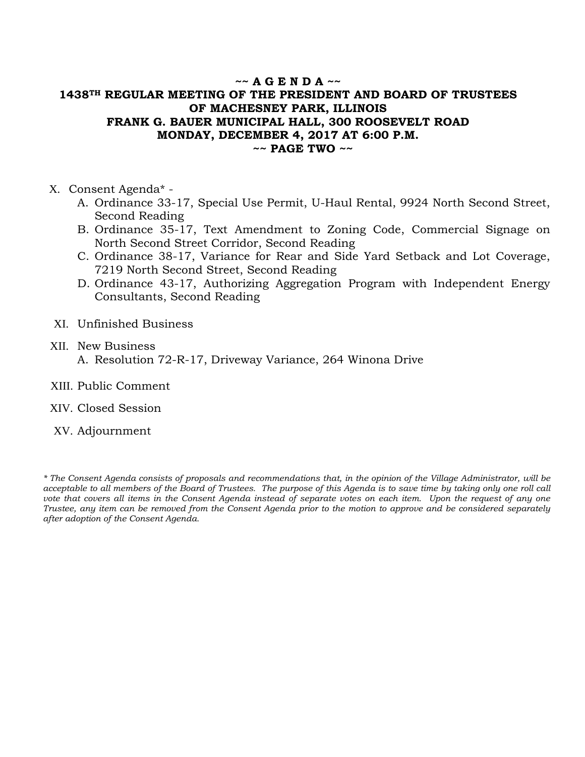**~~ A G E N D A ~~**

**1438TH REGULAR MEETING OF THE PRESIDENT AND BOARD OF TRUSTEES OF MACHESNEY PARK, ILLINOIS**

**FRANK G. BAUER MUNICIPAL HALL, 300 ROOSEVELT ROAD**

**MONDAY, DECEMBER 4, 2017 AT 6:00 P.M.**

**~~ PAGE TWO ~~**

X. Consent Agenda* -
   - A. Ordinance 33-17, Special Use Permit, U-Haul Rental, 9924 North Second Street, Second Reading
   - B. Ordinance 35-17, Text Amendment to Zoning Code, Commercial Signage on North Second Street Corridor, Second Reading
   - C. Ordinance 38-17, Variance for Rear and Side Yard Setback and Lot Coverage, 7219 North Second Street, Second Reading
   - D. Ordinance 43-17, Authorizing Aggregation Program with Independent Energy Consultants, Second Reading

XI. Unfinished Business

XII. New Business
   - A. Resolution 72-R-17, Driveway Variance, 264 Winona Drive

XIII. Public Comment

XIV. Closed Session

XV. Adjournment

*\* The Consent Agenda consists of proposals and recommendations that, in the opinion of the Village Administrator, will be acceptable to all members of the Board of Trustees. The purpose of this Agenda is to save time by taking only one roll call vote that covers all items in the Consent Agenda instead of separate votes on each item. Upon the request of any one Trustee, any item can be removed from the Consent Agenda prior to the motion to approve and be considered separately after adoption of the Consent Agenda.*